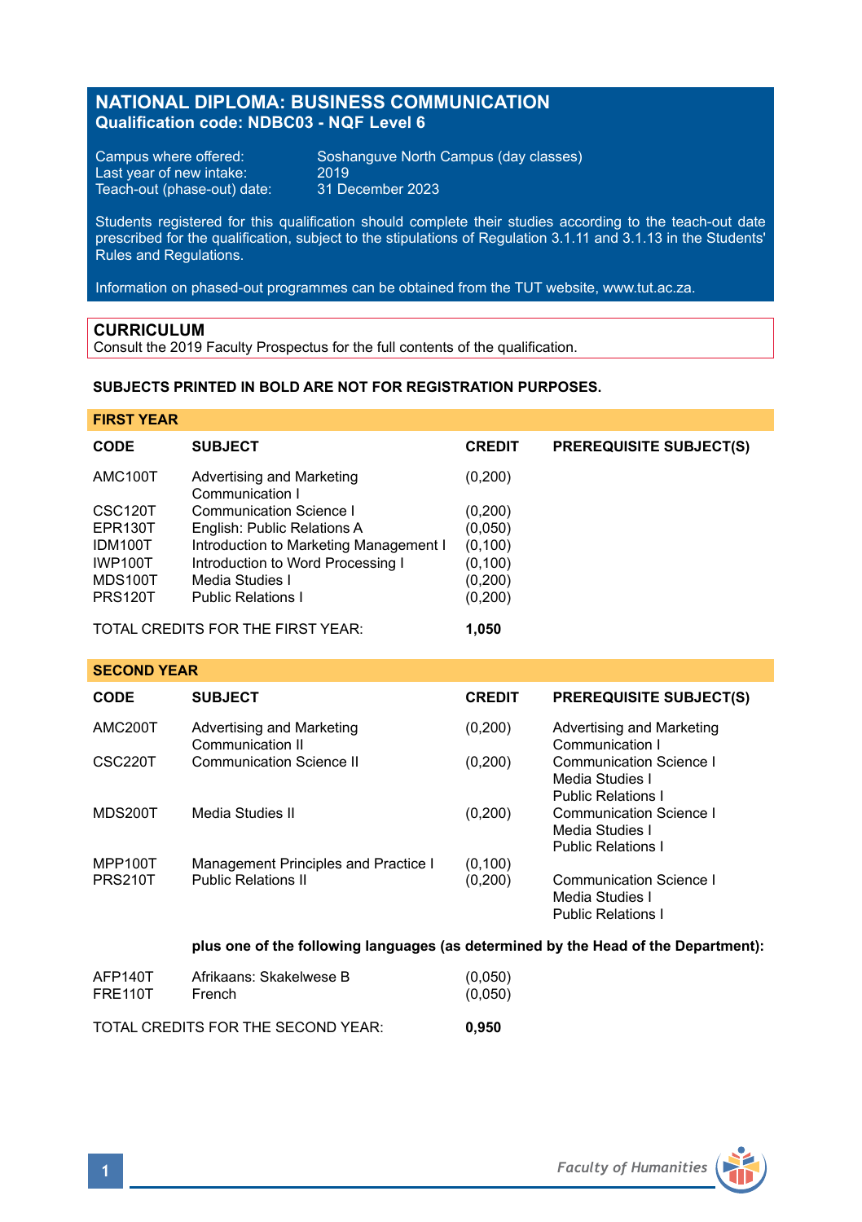# NATIONAL DIPLOMA: BUSINESS COMMUNICATION
**Qualification code: NDBC03 - NQF Level 6**

Campus where offered: Soshanguve North Campus (day classes)
Last year of new intake: 2019
Teach-out (phase-out) date: 31 December 2023

Students registered for this qualification should complete their studies according to the teach-out date prescribed for the qualification, subject to the stipulations of Regulation 3.1.11 and 3.1.13 in the Students' Rules and Regulations.

Information on phased-out programmes can be obtained from the TUT website, www.tut.ac.za.

## CURRICULUM
Consult the 2019 Faculty Prospectus for the full contents of the qualification.

**SUBJECTS PRINTED IN BOLD ARE NOT FOR REGISTRATION PURPOSES.**

### FIRST YEAR

| CODE | SUBJECT | CREDIT | PREREQUISITE SUBJECT(S) |
|---|---|---|---|
| AMC100T | Advertising and Marketing Communication I | (0,200) | |
| CSC120T | Communication Science I | (0,200) | |
| EPR130T | English: Public Relations A | (0,050) | |
| IDM100T | Introduction to Marketing Management I | (0,100) | |
| IWP100T | Introduction to Word Processing I | (0,100) | |
| MDS100T | Media Studies I | (0,200) | |
| PRS120T | Public Relations I | (0,200) | |
| TOTAL CREDITS FOR THE FIRST YEAR: | | **1,050** | |

### SECOND YEAR

| CODE | SUBJECT | CREDIT | PREREQUISITE SUBJECT(S) |
|---|---|---|---|
| AMC200T | Advertising and Marketing Communication II | (0,200) | Advertising and Marketing Communication I |
| CSC220T | Communication Science II | (0,200) | Communication Science I<br>Media Studies I<br>Public Relations I |
| MDS200T | Media Studies II | (0,200) | Communication Science I<br>Media Studies I<br>Public Relations I |
| MPP100T | Management Principles and Practice I | (0,100) | |
| PRS210T | Public Relations II | (0,200) | Communication Science I<br>Media Studies I<br>Public Relations I |
| | **plus one of the following languages (as determined by the Head of the Department):** | | |
| AFP140T | Afrikaans: Skakelwese B | (0,050) | |
| FRE110T | French | (0,050) | |
| TOTAL CREDITS FOR THE SECOND YEAR: | | **0,950** | |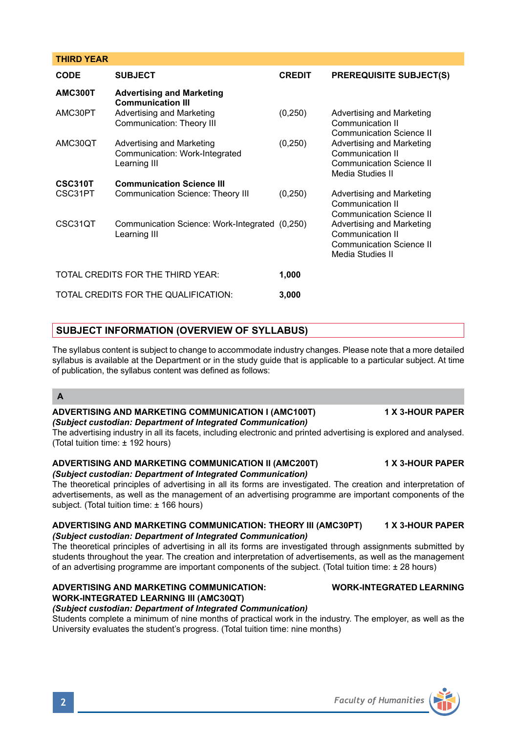| THIRD YEAR | | | |
|---|---|---|---|
| **CODE** | **SUBJECT** | **CREDIT** | **PREREQUISITE SUBJECT(S)** |
| **AMC300T** | **Advertising and Marketing Communication III** | | |
| AMC30PT | Advertising and Marketing Communication: Theory III | (0,250) | Advertising and Marketing Communication II<br>Communication Science II |
| AMC30QT | Advertising and Marketing Communication: Work-Integrated Learning III | (0,250) | Advertising and Marketing Communication II<br>Communication Science II<br>Media Studies II |
| **CSC310T** | **Communication Science III** | | |
| CSC31PT | Communication Science: Theory III | (0,250) | Advertising and Marketing Communication II<br>Communication Science II |
| CSC31QT | Communication Science: Work-Integrated Learning III | (0,250) | Advertising and Marketing Communication II<br>Communication Science II<br>Media Studies II |
| TOTAL CREDITS FOR THE THIRD YEAR: | | **1,000** | |
| TOTAL CREDITS FOR THE QUALIFICATION: | | **3,000** | |

## SUBJECT INFORMATION (OVERVIEW OF SYLLABUS)

The syllabus content is subject to change to accommodate industry changes. Please note that a more detailed syllabus is available at the Department or in the study guide that is applicable to a particular subject. At time of publication, the syllabus content was defined as follows:

### A

**ADVERTISING AND MARKETING COMMUNICATION I (AMC100T) — 1 X 3-HOUR PAPER**
***(Subject custodian: Department of Integrated Communication)***
The advertising industry in all its facets, including electronic and printed advertising is explored and analysed. (Total tuition time: ± 192 hours)

**ADVERTISING AND MARKETING COMMUNICATION II (AMC200T) — 1 X 3-HOUR PAPER**
***(Subject custodian: Department of Integrated Communication)***
The theoretical principles of advertising in all its forms are investigated. The creation and interpretation of advertisements, as well as the management of an advertising programme are important components of the subject. (Total tuition time: ± 166 hours)

**ADVERTISING AND MARKETING COMMUNICATION: THEORY III (AMC30PT) — 1 X 3-HOUR PAPER**
***(Subject custodian: Department of Integrated Communication)***
The theoretical principles of advertising in all its forms are investigated through assignments submitted by students throughout the year. The creation and interpretation of advertisements, as well as the management of an advertising programme are important components of the subject. (Total tuition time: ± 28 hours)

**ADVERTISING AND MARKETING COMMUNICATION: WORK-INTEGRATED LEARNING III (AMC30QT) — WORK-INTEGRATED LEARNING**
***(Subject custodian: Department of Integrated Communication)***
Students complete a minimum of nine months of practical work in the industry. The employer, as well as the University evaluates the student's progress. (Total tuition time: nine months)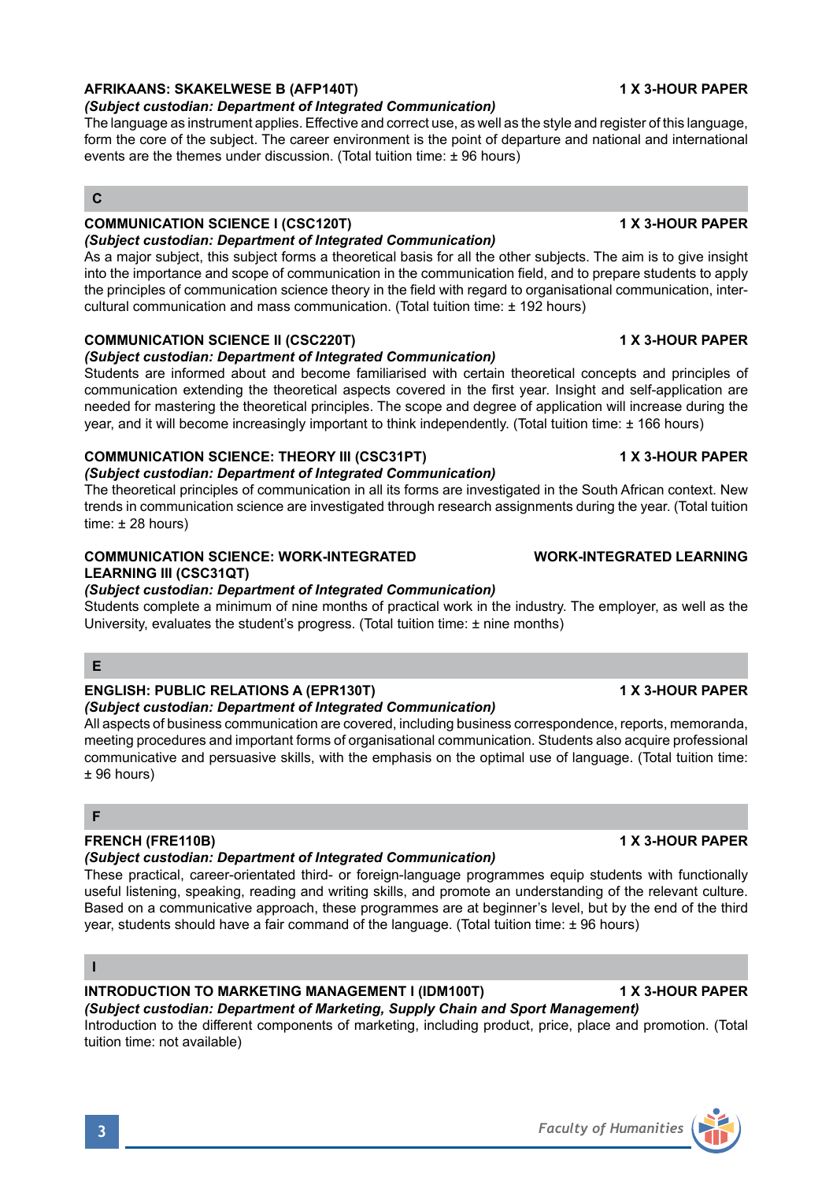### AFRIKAANS: SKAKELWESE B (AFP140T) — 1 X 3-HOUR PAPER

*(Subject custodian: Department of Integrated Communication)*

The language as instrument applies. Effective and correct use, as well as the style and register of this language, form the core of the subject. The career environment is the point of departure and national and international events are the themes under discussion. (Total tuition time: ± 96 hours)

## C

### COMMUNICATION SCIENCE I (CSC120T) — 1 X 3-HOUR PAPER

*(Subject custodian: Department of Integrated Communication)*

As a major subject, this subject forms a theoretical basis for all the other subjects. The aim is to give insight into the importance and scope of communication in the communication field, and to prepare students to apply the principles of communication science theory in the field with regard to organisational communication, inter-cultural communication and mass communication. (Total tuition time: ± 192 hours)

### COMMUNICATION SCIENCE II (CSC220T) — 1 X 3-HOUR PAPER

*(Subject custodian: Department of Integrated Communication)*

Students are informed about and become familiarised with certain theoretical concepts and principles of communication extending the theoretical aspects covered in the first year. Insight and self-application are needed for mastering the theoretical principles. The scope and degree of application will increase during the year, and it will become increasingly important to think independently. (Total tuition time: ± 166 hours)

### COMMUNICATION SCIENCE: THEORY III (CSC31PT) — 1 X 3-HOUR PAPER

*(Subject custodian: Department of Integrated Communication)*

The theoretical principles of communication in all its forms are investigated in the South African context. New trends in communication science are investigated through research assignments during the year. (Total tuition time: ± 28 hours)

### COMMUNICATION SCIENCE: WORK-INTEGRATED LEARNING III (CSC31QT) — WORK-INTEGRATED LEARNING

*(Subject custodian: Department of Integrated Communication)*

Students complete a minimum of nine months of practical work in the industry. The employer, as well as the University, evaluates the student's progress. (Total tuition time: ± nine months)

## E

### ENGLISH: PUBLIC RELATIONS A (EPR130T) — 1 X 3-HOUR PAPER

*(Subject custodian: Department of Integrated Communication)*

All aspects of business communication are covered, including business correspondence, reports, memoranda, meeting procedures and important forms of organisational communication. Students also acquire professional communicative and persuasive skills, with the emphasis on the optimal use of language. (Total tuition time: ± 96 hours)

## F

### FRENCH (FRE110B) — 1 X 3-HOUR PAPER

*(Subject custodian: Department of Integrated Communication)*

These practical, career-orientated third- or foreign-language programmes equip students with functionally useful listening, speaking, reading and writing skills, and promote an understanding of the relevant culture. Based on a communicative approach, these programmes are at beginner's level, but by the end of the third year, students should have a fair command of the language. (Total tuition time: ± 96 hours)

## I

### INTRODUCTION TO MARKETING MANAGEMENT I (IDM100T) — 1 X 3-HOUR PAPER

*(Subject custodian: Department of Marketing, Supply Chain and Sport Management)*

Introduction to the different components of marketing, including product, price, place and promotion. (Total tuition time: not available)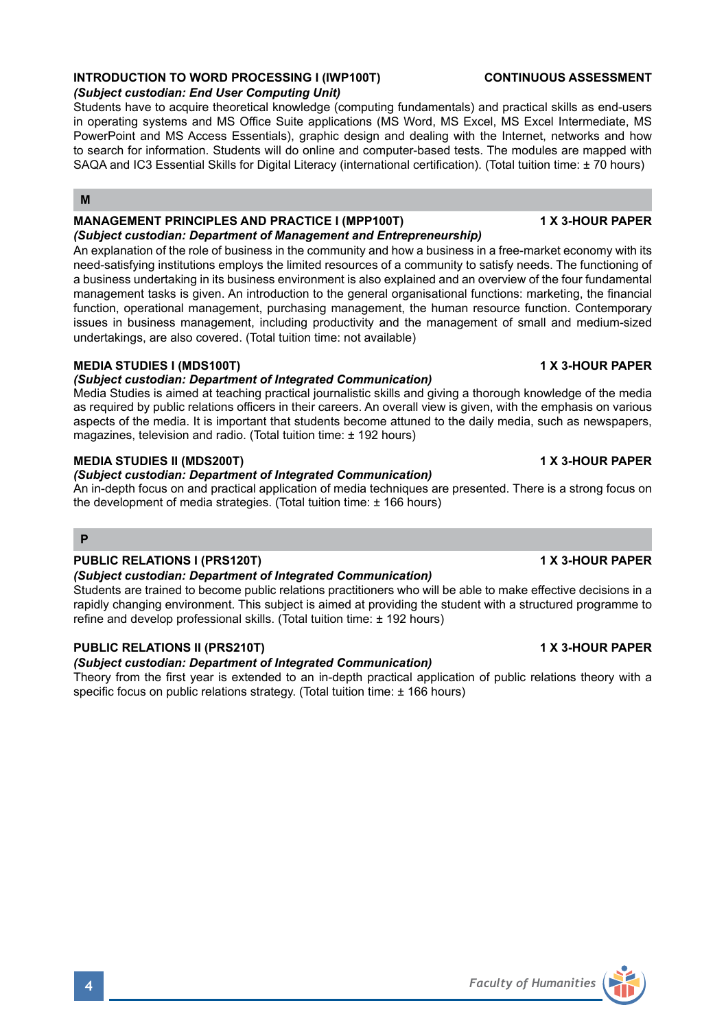**INTRODUCTION TO WORD PROCESSING I (IWP100T)** **CONTINUOUS ASSESSMENT**
***(Subject custodian: End User Computing Unit)***
Students have to acquire theoretical knowledge (computing fundamentals) and practical skills as end-users in operating systems and MS Office Suite applications (MS Word, MS Excel, MS Excel Intermediate, MS PowerPoint and MS Access Essentials), graphic design and dealing with the Internet, networks and how to search for information. Students will do online and computer-based tests. The modules are mapped with SAQA and IC3 Essential Skills for Digital Literacy (international certification). (Total tuition time: ± 70 hours)

## M

**MANAGEMENT PRINCIPLES AND PRACTICE I (MPP100T)** **1 X 3-HOUR PAPER**
***(Subject custodian: Department of Management and Entrepreneurship)***
An explanation of the role of business in the community and how a business in a free-market economy with its need-satisfying institutions employs the limited resources of a community to satisfy needs. The functioning of a business undertaking in its business environment is also explained and an overview of the four fundamental management tasks is given. An introduction to the general organisational functions: marketing, the financial function, operational management, purchasing management, the human resource function. Contemporary issues in business management, including productivity and the management of small and medium-sized undertakings, are also covered. (Total tuition time: not available)

**MEDIA STUDIES I (MDS100T)** **1 X 3-HOUR PAPER**
***(Subject custodian: Department of Integrated Communication)***
Media Studies is aimed at teaching practical journalistic skills and giving a thorough knowledge of the media as required by public relations officers in their careers. An overall view is given, with the emphasis on various aspects of the media. It is important that students become attuned to the daily media, such as newspapers, magazines, television and radio. (Total tuition time: ± 192 hours)

**MEDIA STUDIES II (MDS200T)** **1 X 3-HOUR PAPER**
***(Subject custodian: Department of Integrated Communication)***
An in-depth focus on and practical application of media techniques are presented. There is a strong focus on the development of media strategies. (Total tuition time: ± 166 hours)

## P

**PUBLIC RELATIONS I (PRS120T)** **1 X 3-HOUR PAPER**
***(Subject custodian: Department of Integrated Communication)***
Students are trained to become public relations practitioners who will be able to make effective decisions in a rapidly changing environment. This subject is aimed at providing the student with a structured programme to refine and develop professional skills. (Total tuition time: ± 192 hours)

**PUBLIC RELATIONS II (PRS210T)** **1 X 3-HOUR PAPER**
***(Subject custodian: Department of Integrated Communication)***
Theory from the first year is extended to an in-depth practical application of public relations theory with a specific focus on public relations strategy. (Total tuition time: ± 166 hours)